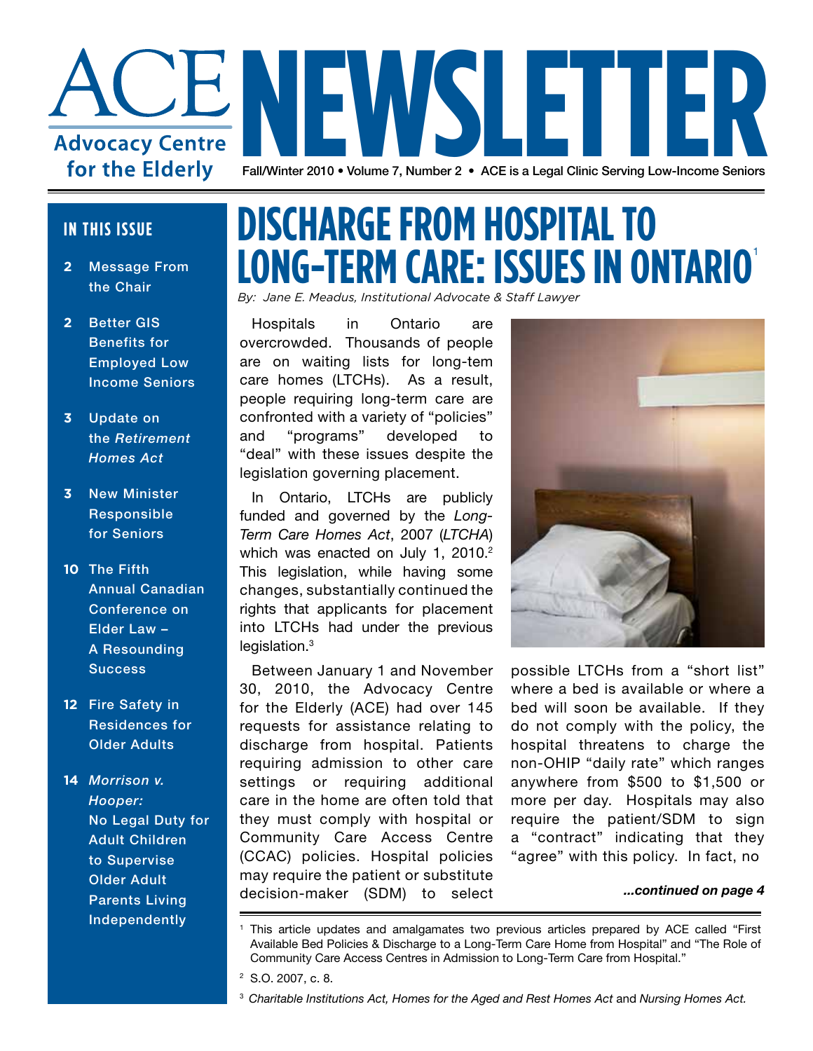# ACE NEWSLETTER

**Advocacy Centre for the Elderly**

Fall/Winter 2010 • Volume 7, Number 2 • ACE is a Legal Clinic Serving Low-Income Seniors

## IN THIS ISSUE

- **2** Message From the Chair
- **2** Better GIS Benefits for Employed Low Income Seniors
- **3** Update on the *Retirement Homes Act*
- **3** New Minister Responsible for Seniors
- **10** The Fifth Annual Canadian Conference on Elder Law – A Resounding Success
- **12** Fire Safety in Residences for Older Adults
- **14** *Morrison v. Hooper:* No Legal Duty for Adult Children to Supervise Older Adult Parents Living Independently

# DISCHARGE FROM HOSPITAL TO LONG-TERM CARE: ISSUES IN ONTARIO[1]

*By: Jane E. Meadus, Institutional Advocate & Staff Lawyer*

Hospitals in Ontario are overcrowded. Thousands of people are on waiting lists for long-tem care homes (LTCHs). As a result, people requiring long-term care are confronted with a variety of "policies" and "programs" developed to "deal" with these issues despite the legislation governing placement.

In Ontario, LTCHs are publicly funded and governed by the *Long-Term Care Homes Act*, 2007 (*LTCHA*) which was enacted on July 1, 2010.[2] This legislation, while having some changes, substantially continued the rights that applicants for placement into LTCHs had under the previous legislation.[3]

Between January 1 and November 30, 2010, the Advocacy Centre for the Elderly (ACE) had over 145 requests for assistance relating to discharge from hospital. Patients requiring admission to other care settings or requiring additional care in the home are often told that they must comply with hospital or Community Care Access Centre (CCAC) policies. Hospital policies may require the patient or substitute decision-maker (SDM) to select possible LTCHs from a "short list" where a bed is available or where a bed will soon be available. If they do not comply with the policy, the hospital threatens to charge the non-OHIP "daily rate" which ranges anywhere from $500 to $1,500 or more per day. Hospitals may also require the patient/SDM to sign a "contract" indicating that they "agree" with this policy. In fact, no

***...continued on page 4***

---

[1] This article updates and amalgamates two previous articles prepared by ACE called "First Available Bed Policies & Discharge to a Long-Term Care Home from Hospital" and "The Role of Community Care Access Centres in Admission to Long-Term Care from Hospital."

[2] S.O. 2007, c. 8.

[3] *Charitable Institutions Act, Homes for the Aged and Rest Homes Act* and *Nursing Homes Act.*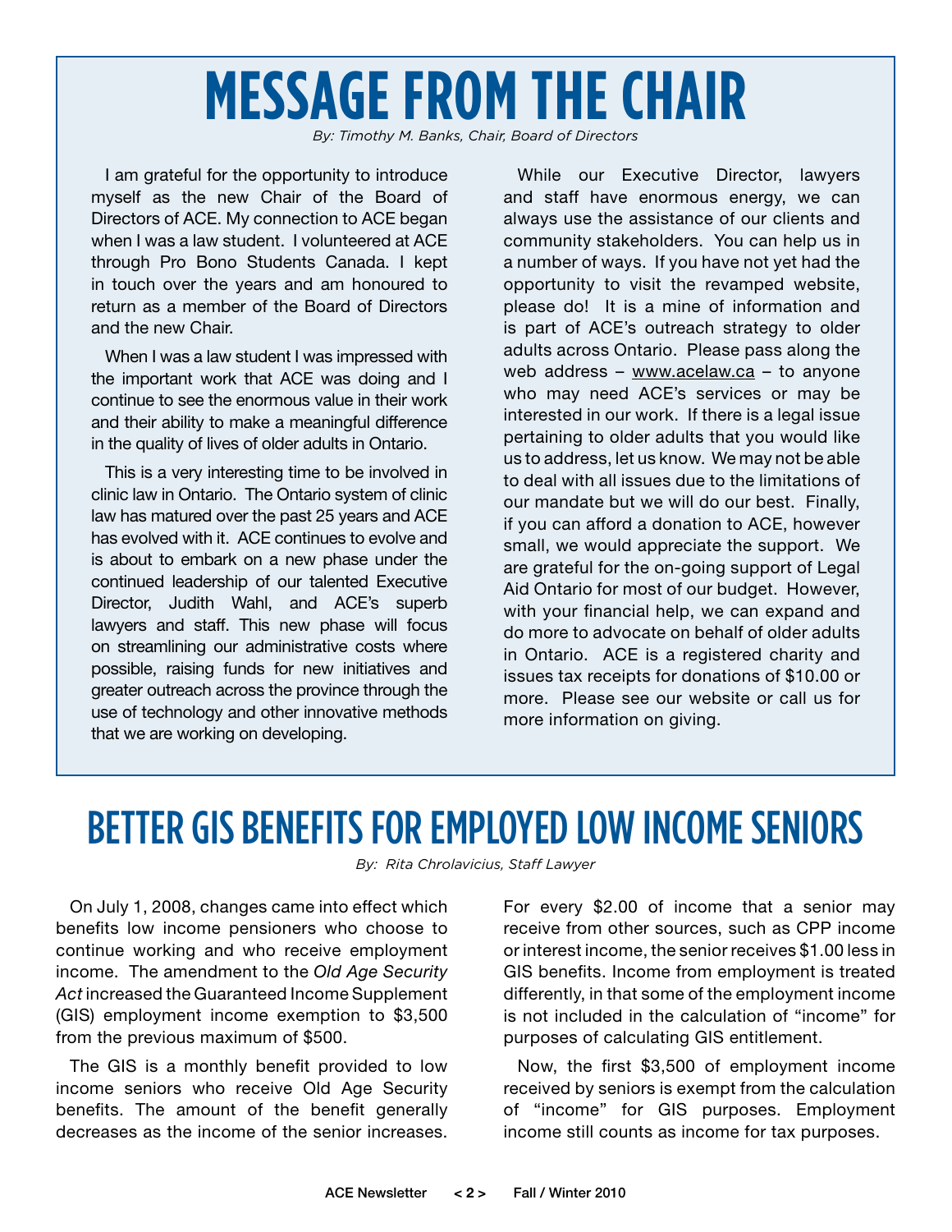# MESSAGE FROM THE CHAIR

*By: Timothy M. Banks, Chair, Board of Directors*

I am grateful for the opportunity to introduce myself as the new Chair of the Board of Directors of ACE. My connection to ACE began when I was a law student. I volunteered at ACE through Pro Bono Students Canada. I kept in touch over the years and am honoured to return as a member of the Board of Directors and the new Chair.

When I was a law student I was impressed with the important work that ACE was doing and I continue to see the enormous value in their work and their ability to make a meaningful difference in the quality of lives of older adults in Ontario.

This is a very interesting time to be involved in clinic law in Ontario. The Ontario system of clinic law has matured over the past 25 years and ACE has evolved with it. ACE continues to evolve and is about to embark on a new phase under the continued leadership of our talented Executive Director, Judith Wahl, and ACE's superb lawyers and staff. This new phase will focus on streamlining our administrative costs where possible, raising funds for new initiatives and greater outreach across the province through the use of technology and other innovative methods that we are working on developing.

While our Executive Director, lawyers and staff have enormous energy, we can always use the assistance of our clients and community stakeholders. You can help us in a number of ways. If you have not yet had the opportunity to visit the revamped website, please do! It is a mine of information and is part of ACE's outreach strategy to older adults across Ontario. Please pass along the web address – www.acelaw.ca – to anyone who may need ACE's services or may be interested in our work. If there is a legal issue pertaining to older adults that you would like us to address, let us know. We may not be able to deal with all issues due to the limitations of our mandate but we will do our best. Finally, if you can afford a donation to ACE, however small, we would appreciate the support. We are grateful for the on-going support of Legal Aid Ontario for most of our budget. However, with your financial help, we can expand and do more to advocate on behalf of older adults in Ontario. ACE is a registered charity and issues tax receipts for donations of $10.00 or more. Please see our website or call us for more information on giving.

# BETTER GIS BENEFITS FOR EMPLOYED LOW INCOME SENIORS

*By: Rita Chrolavicius, Staff Lawyer*

On July 1, 2008, changes came into effect which benefits low income pensioners who choose to continue working and who receive employment income. The amendment to the *Old Age Security Act* increased the Guaranteed Income Supplement (GIS) employment income exemption to $3,500 from the previous maximum of $500.

The GIS is a monthly benefit provided to low income seniors who receive Old Age Security benefits. The amount of the benefit generally decreases as the income of the senior increases. For every $2.00 of income that a senior may receive from other sources, such as CPP income or interest income, the senior receives $1.00 less in GIS benefits. Income from employment is treated differently, in that some of the employment income is not included in the calculation of "income" for purposes of calculating GIS entitlement.

Now, the first $3,500 of employment income received by seniors is exempt from the calculation of "income" for GIS purposes. Employment income still counts as income for tax purposes.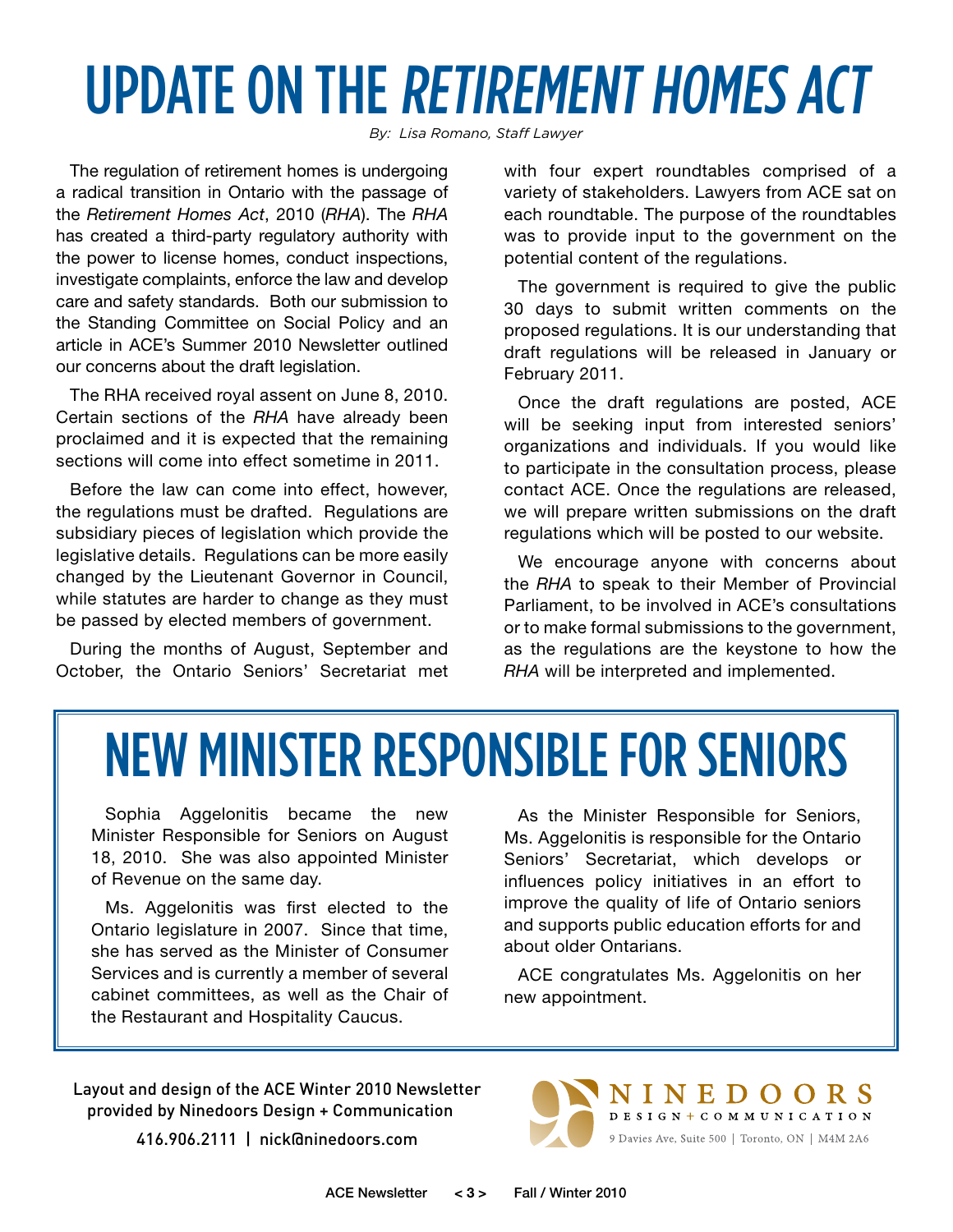# UPDATE ON THE *RETIREMENT HOMES ACT*

*By: Lisa Romano, Staff Lawyer*

The regulation of retirement homes is undergoing a radical transition in Ontario with the passage of the *Retirement Homes Act*, 2010 (*RHA*). The *RHA* has created a third-party regulatory authority with the power to license homes, conduct inspections, investigate complaints, enforce the law and develop care and safety standards. Both our submission to the Standing Committee on Social Policy and an article in ACE's Summer 2010 Newsletter outlined our concerns about the draft legislation.

The RHA received royal assent on June 8, 2010. Certain sections of the *RHA* have already been proclaimed and it is expected that the remaining sections will come into effect sometime in 2011.

Before the law can come into effect, however, the regulations must be drafted. Regulations are subsidiary pieces of legislation which provide the legislative details. Regulations can be more easily changed by the Lieutenant Governor in Council, while statutes are harder to change as they must be passed by elected members of government.

During the months of August, September and October, the Ontario Seniors' Secretariat met with four expert roundtables comprised of a variety of stakeholders. Lawyers from ACE sat on each roundtable. The purpose of the roundtables was to provide input to the government on the potential content of the regulations.

The government is required to give the public 30 days to submit written comments on the proposed regulations. It is our understanding that draft regulations will be released in January or February 2011.

Once the draft regulations are posted, ACE will be seeking input from interested seniors' organizations and individuals. If you would like to participate in the consultation process, please contact ACE. Once the regulations are released, we will prepare written submissions on the draft regulations which will be posted to our website.

We encourage anyone with concerns about the *RHA* to speak to their Member of Provincial Parliament, to be involved in ACE's consultations or to make formal submissions to the government, as the regulations are the keystone to how the *RHA* will be interpreted and implemented.

# NEW MINISTER RESPONSIBLE FOR SENIORS

Sophia Aggelonitis became the new Minister Responsible for Seniors on August 18, 2010. She was also appointed Minister of Revenue on the same day.

Ms. Aggelonitis was first elected to the Ontario legislature in 2007. Since that time, she has served as the Minister of Consumer Services and is currently a member of several cabinet committees, as well as the Chair of the Restaurant and Hospitality Caucus.

As the Minister Responsible for Seniors, Ms. Aggelonitis is responsible for the Ontario Seniors' Secretariat, which develops or influences policy initiatives in an effort to improve the quality of life of Ontario seniors and supports public education efforts for and about older Ontarians.

ACE congratulates Ms. Aggelonitis on her new appointment.

Layout and design of the ACE Winter 2010 Newsletter provided by Ninedoors Design + Communication

416.906.2111 | nick@ninedoors.com

NINEDOORS DESIGN + COMMUNICATION

9 Davies Ave, Suite 500 | Toronto, ON | M4M 2A6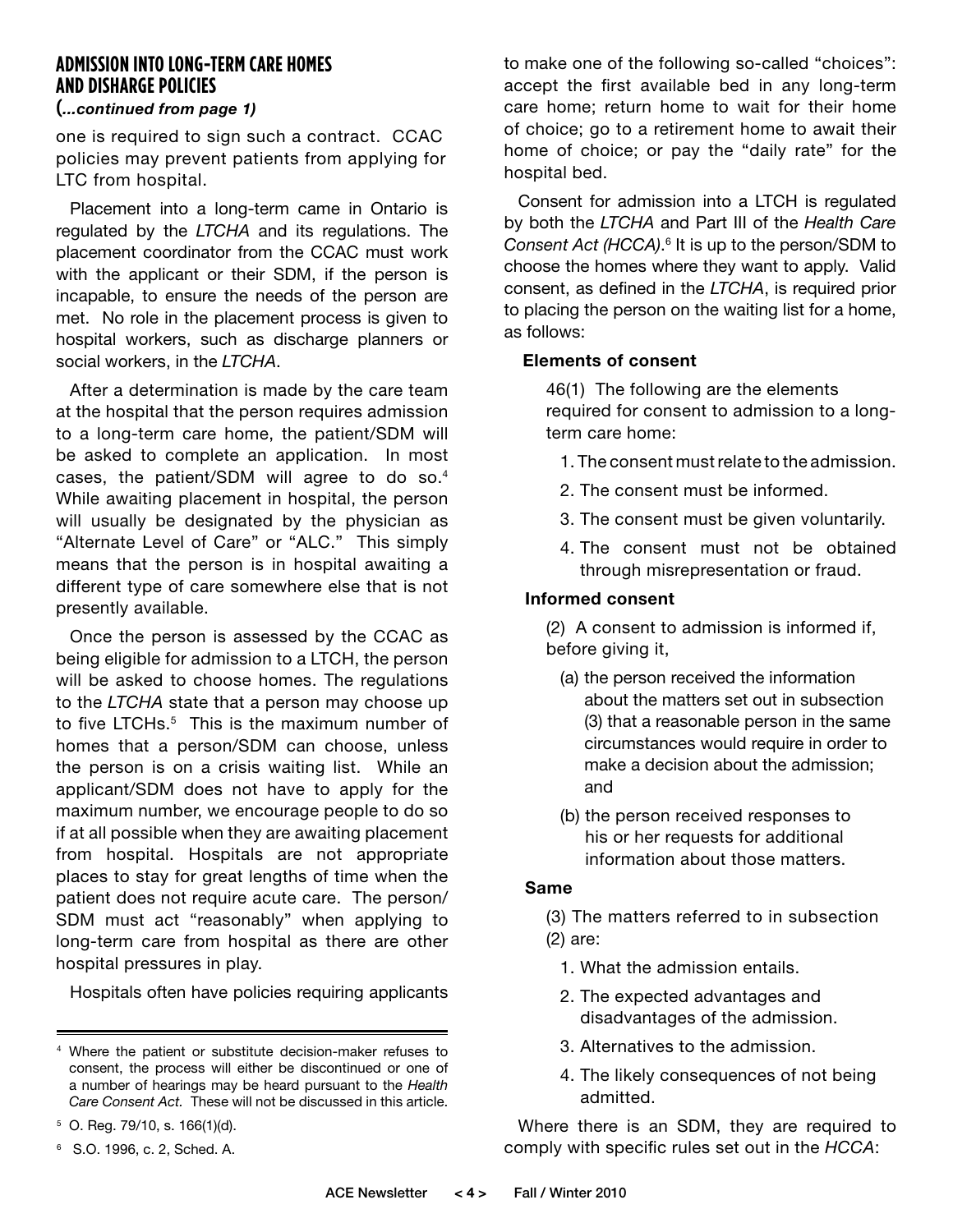## ADMISSION INTO LONG-TERM CARE HOMES AND DISHARGE POLICIES

*(...continued from page 1)*

one is required to sign such a contract. CCAC policies may prevent patients from applying for LTC from hospital.

Placement into a long-term came in Ontario is regulated by the *LTCHA* and its regulations. The placement coordinator from the CCAC must work with the applicant or their SDM, if the person is incapable, to ensure the needs of the person are met. No role in the placement process is given to hospital workers, such as discharge planners or social workers, in the *LTCHA*.

After a determination is made by the care team at the hospital that the person requires admission to a long-term care home, the patient/SDM will be asked to complete an application. In most cases, the patient/SDM will agree to do so.[4] While awaiting placement in hospital, the person will usually be designated by the physician as "Alternate Level of Care" or "ALC." This simply means that the person is in hospital awaiting a different type of care somewhere else that is not presently available.

Once the person is assessed by the CCAC as being eligible for admission to a LTCH, the person will be asked to choose homes. The regulations to the *LTCHA* state that a person may choose up to five LTCHs.[5] This is the maximum number of homes that a person/SDM can choose, unless the person is on a crisis waiting list. While an applicant/SDM does not have to apply for the maximum number, we encourage people to do so if at all possible when they are awaiting placement from hospital. Hospitals are not appropriate places to stay for great lengths of time when the patient does not require acute care. The person/SDM must act "reasonably" when applying to long-term care from hospital as there are other hospital pressures in play.

Hospitals often have policies requiring applicants to make one of the following so-called "choices": accept the first available bed in any long-term care home; return home to wait for their home of choice; go to a retirement home to await their home of choice; or pay the "daily rate" for the hospital bed.

Consent for admission into a LTCH is regulated by both the *LTCHA* and Part III of the *Health Care Consent Act (HCCA)*.[6] It is up to the person/SDM to choose the homes where they want to apply. Valid consent, as defined in the *LTCHA*, is required prior to placing the person on the waiting list for a home, as follows:

**Elements of consent**

46(1) The following are the elements required for consent to admission to a long-term care home:

1. The consent must relate to the admission.
2. The consent must be informed.
3. The consent must be given voluntarily.
4. The consent must not be obtained through misrepresentation or fraud.

**Informed consent**

(2) A consent to admission is informed if, before giving it,

(a) the person received the information about the matters set out in subsection (3) that a reasonable person in the same circumstances would require in order to make a decision about the admission; and

(b) the person received responses to his or her requests for additional information about those matters.

**Same**

(3) The matters referred to in subsection (2) are:

1. What the admission entails.
2. The expected advantages and disadvantages of the admission.
3. Alternatives to the admission.
4. The likely consequences of not being admitted.

Where there is an SDM, they are required to comply with specific rules set out in the *HCCA*:

---

[4] Where the patient or substitute decision-maker refuses to consent, the process will either be discontinued or one of a number of hearings may be heard pursuant to the *Health Care Consent Act.* These will not be discussed in this article.

[5] O. Reg. 79/10, s. 166(1)(d).

[6] S.O. 1996, c. 2, Sched. A.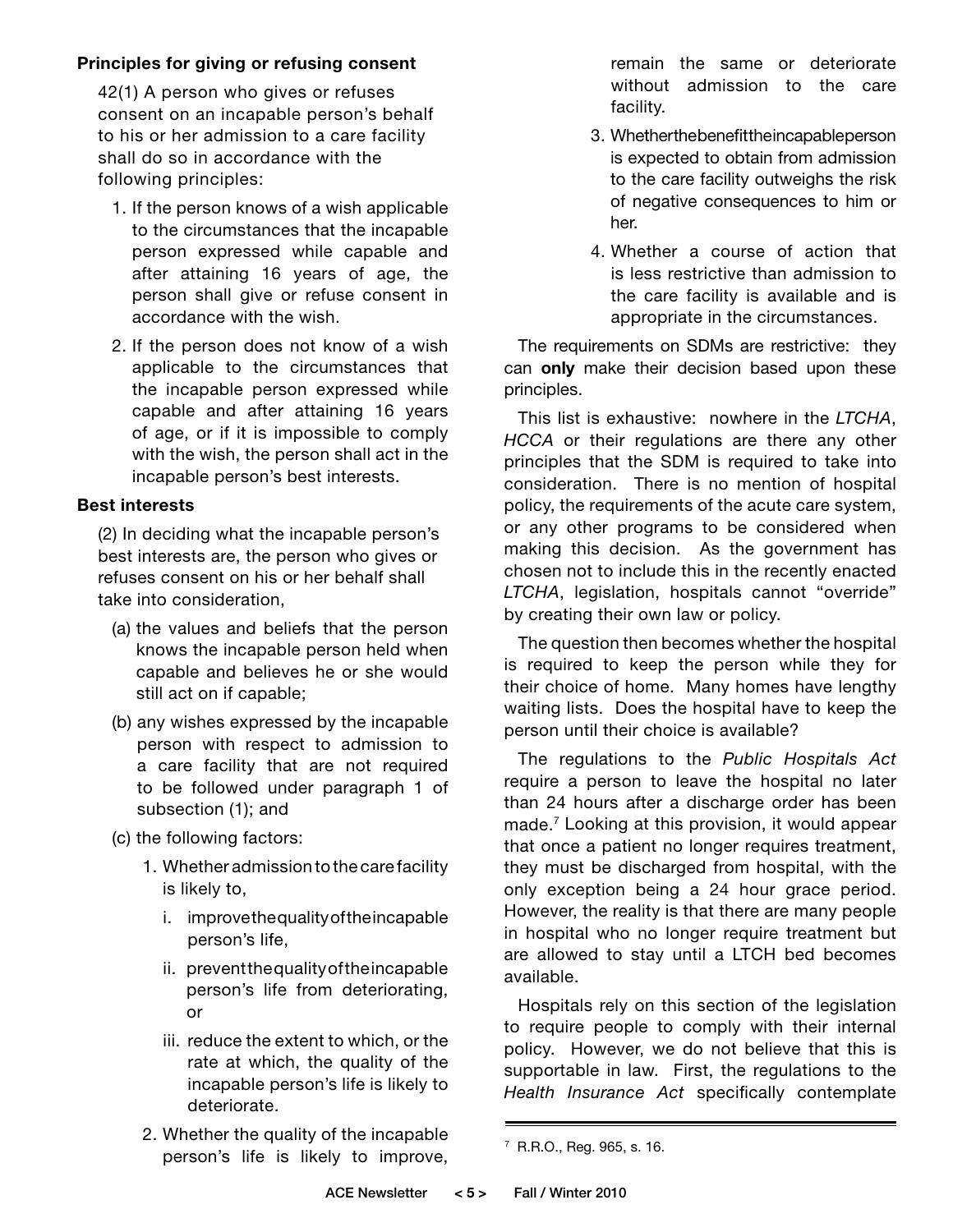**Principles for giving or refusing consent**

42(1) A person who gives or refuses consent on an incapable person's behalf to his or her admission to a care facility shall do so in accordance with the following principles:

1. If the person knows of a wish applicable to the circumstances that the incapable person expressed while capable and after attaining 16 years of age, the person shall give or refuse consent in accordance with the wish.
2. If the person does not know of a wish applicable to the circumstances that the incapable person expressed while capable and after attaining 16 years of age, or if it is impossible to comply with the wish, the person shall act in the incapable person's best interests.

**Best interests**

(2) In deciding what the incapable person's best interests are, the person who gives or refuses consent on his or her behalf shall take into consideration,

(a) the values and beliefs that the person knows the incapable person held when capable and believes he or she would still act on if capable;

(b) any wishes expressed by the incapable person with respect to admission to a care facility that are not required to be followed under paragraph 1 of subsection (1); and

(c) the following factors:

1. Whether admission to the care facility is likely to,
   i. improve the quality of the incapable person's life,
   ii. prevent the quality of the incapable person's life from deteriorating, or
   iii. reduce the extent to which, or the rate at which, the quality of the incapable person's life is likely to deteriorate.
2. Whether the quality of the incapable person's life is likely to improve, remain the same or deteriorate without admission to the care facility.
3. Whether the benefit the incapable person is expected to obtain from admission to the care facility outweighs the risk of negative consequences to him or her.
4. Whether a course of action that is less restrictive than admission to the care facility is available and is appropriate in the circumstances.

The requirements on SDMs are restrictive: they can **only** make their decision based upon these principles.

This list is exhaustive: nowhere in the *LTCHA*, *HCCA* or their regulations are there any other principles that the SDM is required to take into consideration. There is no mention of hospital policy, the requirements of the acute care system, or any other programs to be considered when making this decision. As the government has chosen not to include this in the recently enacted *LTCHA*, legislation, hospitals cannot "override" by creating their own law or policy.

The question then becomes whether the hospital is required to keep the person while they for their choice of home. Many homes have lengthy waiting lists. Does the hospital have to keep the person until their choice is available?

The regulations to the *Public Hospitals Act* require a person to leave the hospital no later than 24 hours after a discharge order has been made.[7] Looking at this provision, it would appear that once a patient no longer requires treatment, they must be discharged from hospital, with the only exception being a 24 hour grace period. However, the reality is that there are many people in hospital who no longer require treatment but are allowed to stay until a LTCH bed becomes available.

Hospitals rely on this section of the legislation to require people to comply with their internal policy. However, we do not believe that this is supportable in law. First, the regulations to the *Health Insurance Act* specifically contemplate

---

[7] R.R.O., Reg. 965, s. 16.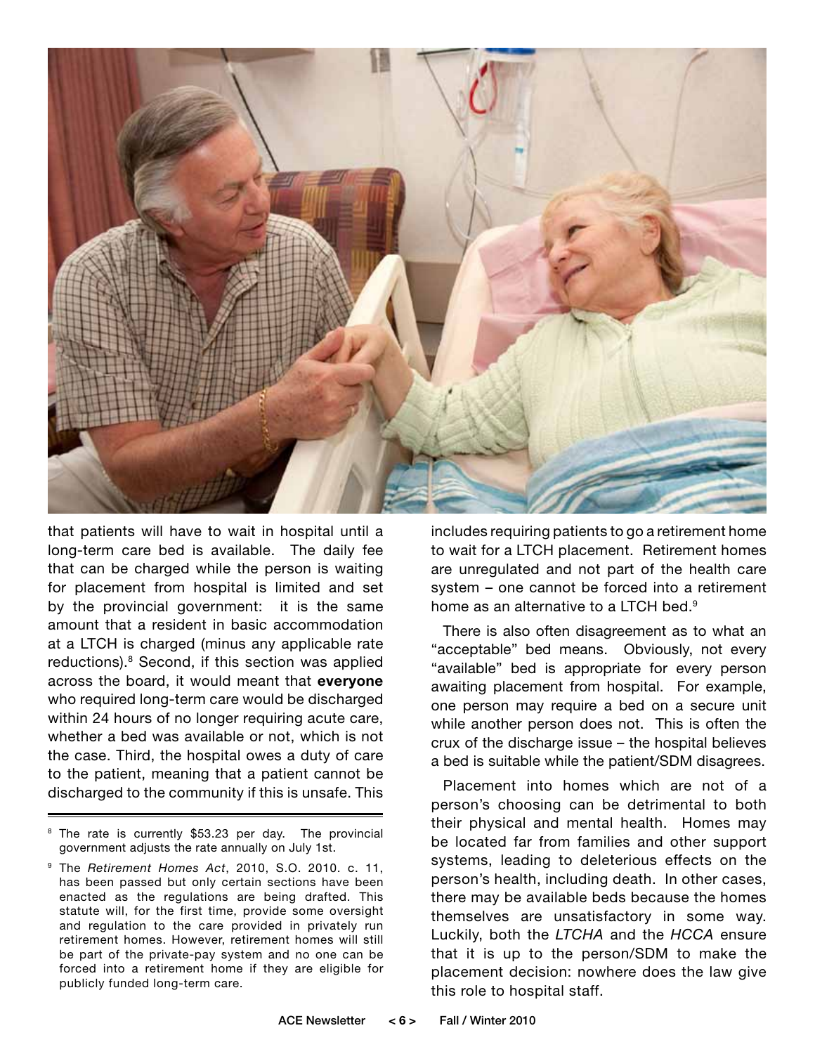that patients will have to wait in hospital until a long-term care bed is available. The daily fee that can be charged while the person is waiting for placement from hospital is limited and set by the provincial government: it is the same amount that a resident in basic accommodation at a LTCH is charged (minus any applicable rate reductions).[8] Second, if this section was applied across the board, it would meant that **everyone** who required long-term care would be discharged within 24 hours of no longer requiring acute care, whether a bed was available or not, which is not the case. Third, the hospital owes a duty of care to the patient, meaning that a patient cannot be discharged to the community if this is unsafe. This includes requiring patients to go a retirement home to wait for a LTCH placement. Retirement homes are unregulated and not part of the health care system – one cannot be forced into a retirement home as an alternative to a LTCH bed.[9]

There is also often disagreement as to what an "acceptable" bed means. Obviously, not every "available" bed is appropriate for every person awaiting placement from hospital. For example, one person may require a bed on a secure unit while another person does not. This is often the crux of the discharge issue – the hospital believes a bed is suitable while the patient/SDM disagrees.

Placement into homes which are not of a person's choosing can be detrimental to both their physical and mental health. Homes may be located far from families and other support systems, leading to deleterious effects on the person's health, including death. In other cases, there may be available beds because the homes themselves are unsatisfactory in some way. Luckily, both the *LTCHA* and the *HCCA* ensure that it is up to the person/SDM to make the placement decision: nowhere does the law give this role to hospital staff.

---

[8] The rate is currently $53.23 per day. The provincial government adjusts the rate annually on July 1st.

[9] The *Retirement Homes Act*, 2010, S.O. 2010. c. 11, has been passed but only certain sections have been enacted as the regulations are being drafted. This statute will, for the first time, provide some oversight and regulation to the care provided in privately run retirement homes. However, retirement homes will still be part of the private-pay system and no one can be forced into a retirement home if they are eligible for publicly funded long-term care.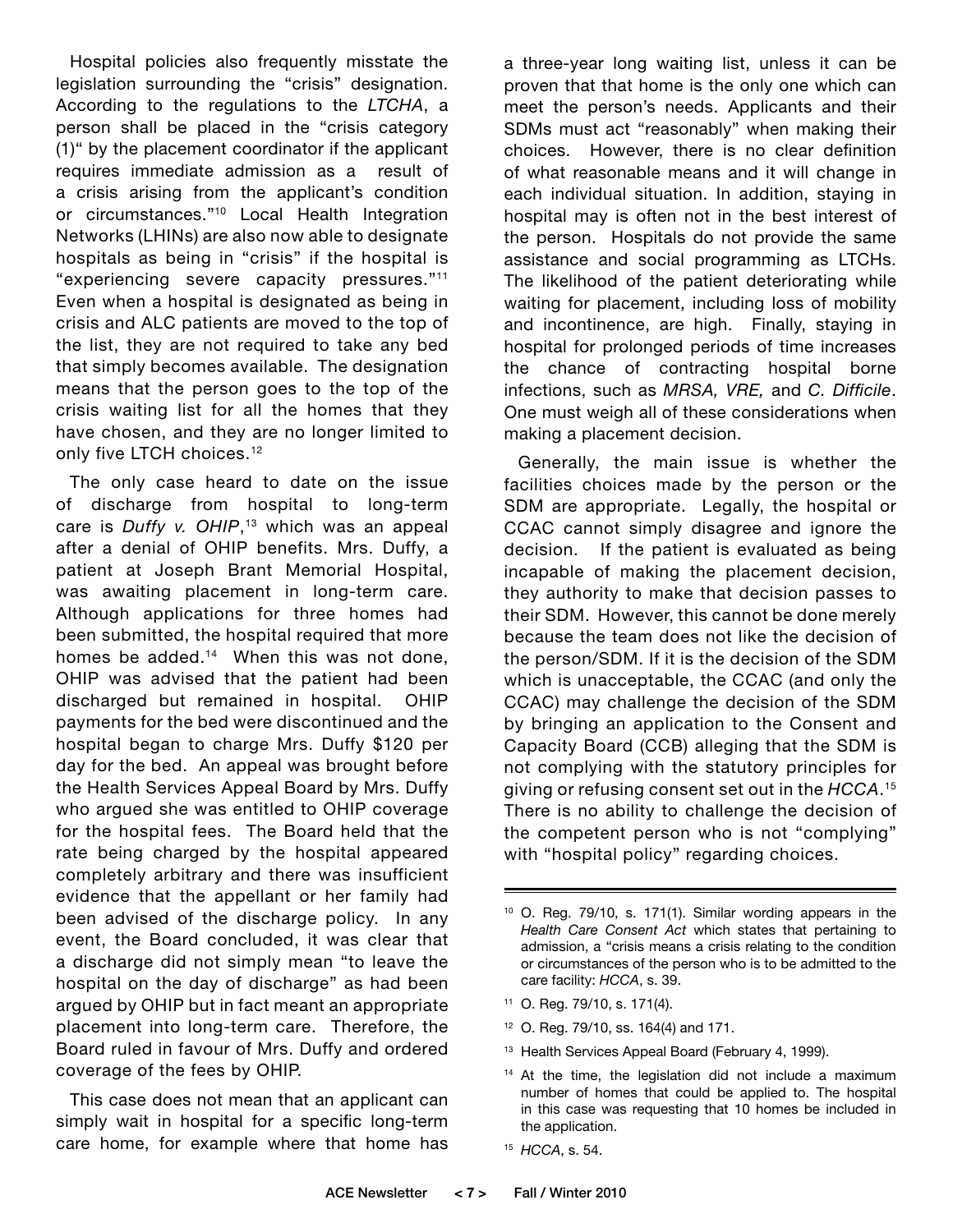Hospital policies also frequently misstate the legislation surrounding the "crisis" designation. According to the regulations to the *LTCHA*, a person shall be placed in the "crisis category (1)" by the placement coordinator if the applicant requires immediate admission as a result of a crisis arising from the applicant's condition or circumstances."[10] Local Health Integration Networks (LHINs) are also now able to designate hospitals as being in "crisis" if the hospital is "experiencing severe capacity pressures."[11] Even when a hospital is designated as being in crisis and ALC patients are moved to the top of the list, they are not required to take any bed that simply becomes available. The designation means that the person goes to the top of the crisis waiting list for all the homes that they have chosen, and they are no longer limited to only five LTCH choices.[12]

The only case heard to date on the issue of discharge from hospital to long-term care is *Duffy v. OHIP*,[13] which was an appeal after a denial of OHIP benefits. Mrs. Duffy, a patient at Joseph Brant Memorial Hospital, was awaiting placement in long-term care. Although applications for three homes had been submitted, the hospital required that more homes be added.[14] When this was not done, OHIP was advised that the patient had been discharged but remained in hospital. OHIP payments for the bed were discontinued and the hospital began to charge Mrs. Duffy $120 per day for the bed. An appeal was brought before the Health Services Appeal Board by Mrs. Duffy who argued she was entitled to OHIP coverage for the hospital fees. The Board held that the rate being charged by the hospital appeared completely arbitrary and there was insufficient evidence that the appellant or her family had been advised of the discharge policy. In any event, the Board concluded, it was clear that a discharge did not simply mean "to leave the hospital on the day of discharge" as had been argued by OHIP but in fact meant an appropriate placement into long-term care. Therefore, the Board ruled in favour of Mrs. Duffy and ordered coverage of the fees by OHIP.

This case does not mean that an applicant can simply wait in hospital for a specific long-term care home, for example where that home has a three-year long waiting list, unless it can be proven that that home is the only one which can meet the person's needs. Applicants and their SDMs must act "reasonably" when making their choices. However, there is no clear definition of what reasonable means and it will change in each individual situation. In addition, staying in hospital may is often not in the best interest of the person. Hospitals do not provide the same assistance and social programming as LTCHs. The likelihood of the patient deteriorating while waiting for placement, including loss of mobility and incontinence, are high. Finally, staying in hospital for prolonged periods of time increases the chance of contracting hospital borne infections, such as *MRSA, VRE,* and *C. Difficile*. One must weigh all of these considerations when making a placement decision.

Generally, the main issue is whether the facilities choices made by the person or the SDM are appropriate. Legally, the hospital or CCAC cannot simply disagree and ignore the decision. If the patient is evaluated as being incapable of making the placement decision, they authority to make that decision passes to their SDM. However, this cannot be done merely because the team does not like the decision of the person/SDM. If it is the decision of the SDM which is unacceptable, the CCAC (and only the CCAC) may challenge the decision of the SDM by bringing an application to the Consent and Capacity Board (CCB) alleging that the SDM is not complying with the statutory principles for giving or refusing consent set out in the *HCCA*.[15] There is no ability to challenge the decision of the competent person who is not "complying" with "hospital policy" regarding choices.

---

[10] O. Reg. 79/10, s. 171(1). Similar wording appears in the *Health Care Consent Act* which states that pertaining to admission, a "crisis means a crisis relating to the condition or circumstances of the person who is to be admitted to the care facility: *HCCA*, s. 39.

[11] O. Reg. 79/10, s. 171(4).

[12] O. Reg. 79/10, ss. 164(4) and 171.

[13] Health Services Appeal Board (February 4, 1999).

[14] At the time, the legislation did not include a maximum number of homes that could be applied to. The hospital in this case was requesting that 10 homes be included in the application.

[15] *HCCA*, s. 54.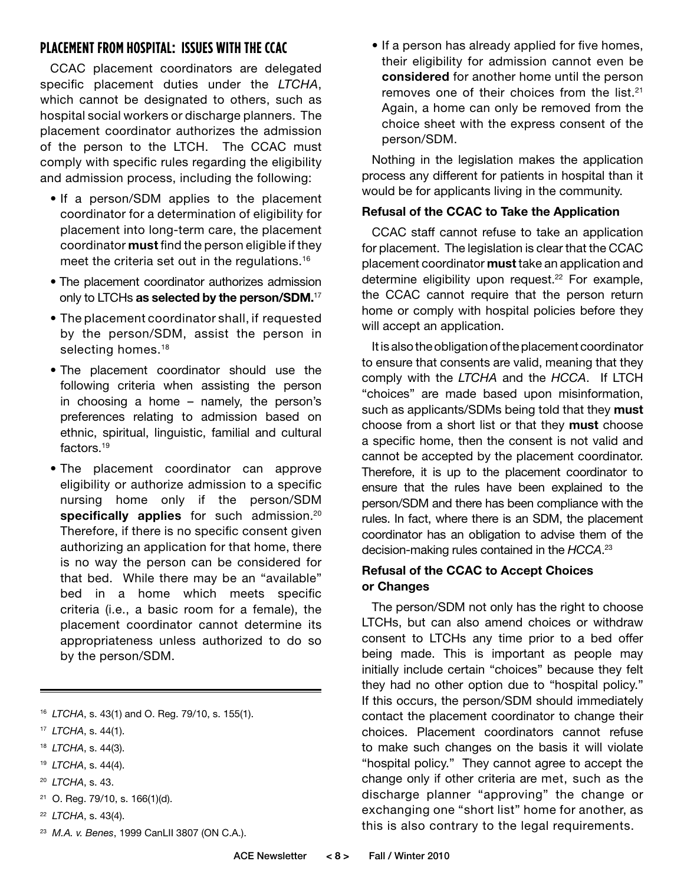## PLACEMENT FROM HOSPITAL: ISSUES WITH THE CCAC

CCAC placement coordinators are delegated specific placement duties under the *LTCHA*, which cannot be designated to others, such as hospital social workers or discharge planners. The placement coordinator authorizes the admission of the person to the LTCH. The CCAC must comply with specific rules regarding the eligibility and admission process, including the following:

- If a person/SDM applies to the placement coordinator for a determination of eligibility for placement into long-term care, the placement coordinator **must** find the person eligible if they meet the criteria set out in the regulations.[16]
- The placement coordinator authorizes admission only to LTCHs **as selected by the person/SDM.**[17]
- The placement coordinator shall, if requested by the person/SDM, assist the person in selecting homes.[18]
- The placement coordinator should use the following criteria when assisting the person in choosing a home – namely, the person's preferences relating to admission based on ethnic, spiritual, linguistic, familial and cultural factors.[19]
- The placement coordinator can approve eligibility or authorize admission to a specific nursing home only if the person/SDM **specifically applies** for such admission.[20] Therefore, if there is no specific consent given authorizing an application for that home, there is no way the person can be considered for that bed. While there may be an "available" bed in a home which meets specific criteria (i.e., a basic room for a female), the placement coordinator cannot determine its appropriateness unless authorized to do so by the person/SDM.
- If a person has already applied for five homes, their eligibility for admission cannot even be **considered** for another home until the person removes one of their choices from the list.[21] Again, a home can only be removed from the choice sheet with the express consent of the person/SDM.

Nothing in the legislation makes the application process any different for patients in hospital than it would be for applicants living in the community.

### Refusal of the CCAC to Take the Application

CCAC staff cannot refuse to take an application for placement. The legislation is clear that the CCAC placement coordinator **must** take an application and determine eligibility upon request.[22] For example, the CCAC cannot require that the person return home or comply with hospital policies before they will accept an application.

It is also the obligation of the placement coordinator to ensure that consents are valid, meaning that they comply with the *LTCHA* and the *HCCA*. If LTCH "choices" are made based upon misinformation, such as applicants/SDMs being told that they **must** choose from a short list or that they **must** choose a specific home, then the consent is not valid and cannot be accepted by the placement coordinator. Therefore, it is up to the placement coordinator to ensure that the rules have been explained to the person/SDM and there has been compliance with the rules. In fact, where there is an SDM, the placement coordinator has an obligation to advise them of the decision-making rules contained in the *HCCA*.[23]

### Refusal of the CCAC to Accept Choices or Changes

The person/SDM not only has the right to choose LTCHs, but can also amend choices or withdraw consent to LTCHs any time prior to a bed offer being made. This is important as people may initially include certain "choices" because they felt they had no other option due to "hospital policy." If this occurs, the person/SDM should immediately contact the placement coordinator to change their choices. Placement coordinators cannot refuse to make such changes on the basis it will violate "hospital policy." They cannot agree to accept the change only if other criteria are met, such as the discharge planner "approving" the change or exchanging one "short list" home for another, as this is also contrary to the legal requirements.

---

[16] *LTCHA*, s. 43(1) and O. Reg. 79/10, s. 155(1).

[17] *LTCHA*, s. 44(1).

[18] *LTCHA*, s. 44(3).

[19] *LTCHA*, s. 44(4).

[20] *LTCHA*, s. 43.

[21] O. Reg. 79/10, s. 166(1)(d).

[22] *LTCHA*, s. 43(4).

[23] *M.A. v. Benes*, 1999 CanLII 3807 (ON C.A.).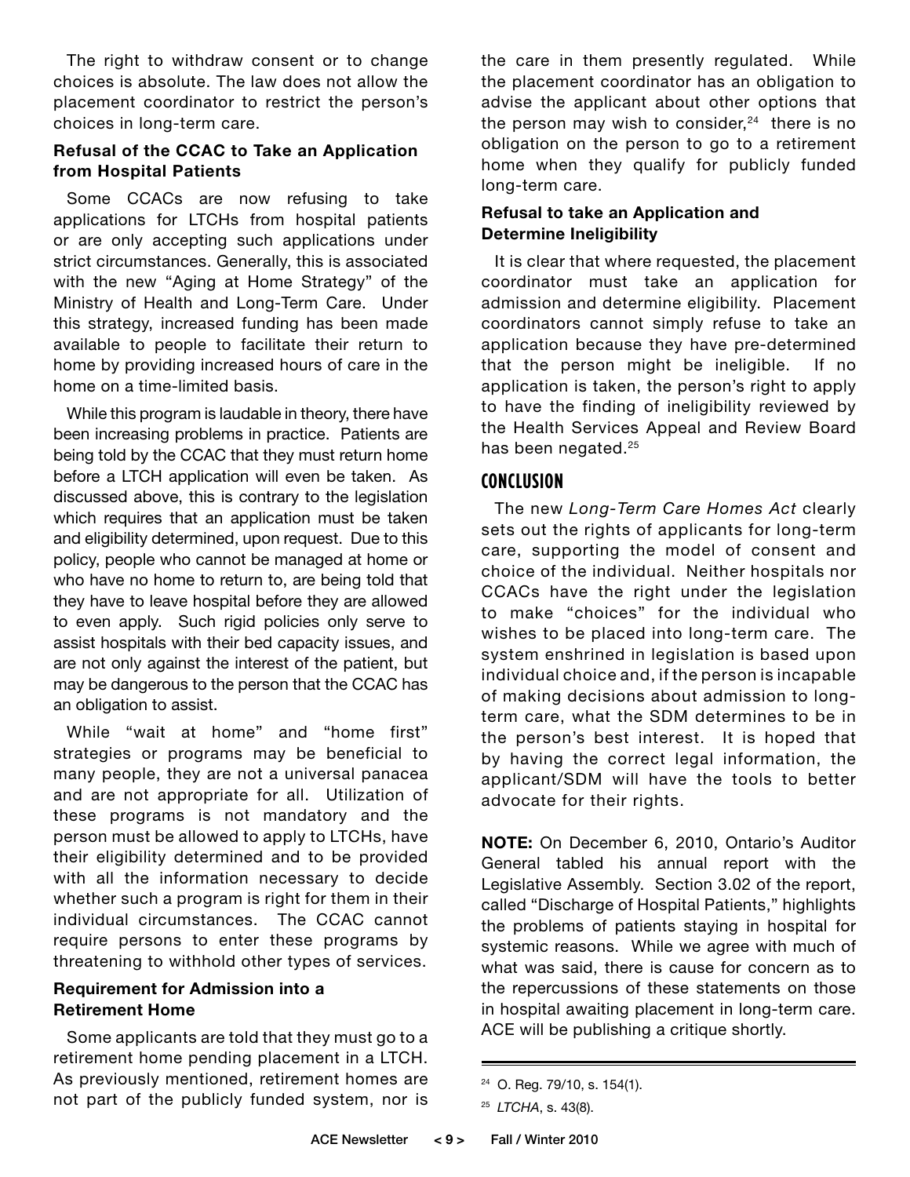The right to withdraw consent or to change choices is absolute. The law does not allow the placement coordinator to restrict the person's choices in long-term care.

### Refusal of the CCAC to Take an Application from Hospital Patients

Some CCACs are now refusing to take applications for LTCHs from hospital patients or are only accepting such applications under strict circumstances. Generally, this is associated with the new "Aging at Home Strategy" of the Ministry of Health and Long-Term Care. Under this strategy, increased funding has been made available to people to facilitate their return to home by providing increased hours of care in the home on a time-limited basis.

While this program is laudable in theory, there have been increasing problems in practice. Patients are being told by the CCAC that they must return home before a LTCH application will even be taken. As discussed above, this is contrary to the legislation which requires that an application must be taken and eligibility determined, upon request. Due to this policy, people who cannot be managed at home or who have no home to return to, are being told that they have to leave hospital before they are allowed to even apply. Such rigid policies only serve to assist hospitals with their bed capacity issues, and are not only against the interest of the patient, but may be dangerous to the person that the CCAC has an obligation to assist.

While "wait at home" and "home first" strategies or programs may be beneficial to many people, they are not a universal panacea and are not appropriate for all. Utilization of these programs is not mandatory and the person must be allowed to apply to LTCHs, have their eligibility determined and to be provided with all the information necessary to decide whether such a program is right for them in their individual circumstances. The CCAC cannot require persons to enter these programs by threatening to withhold other types of services.

### Requirement for Admission into a Retirement Home

Some applicants are told that they must go to a retirement home pending placement in a LTCH. As previously mentioned, retirement homes are not part of the publicly funded system, nor is the care in them presently regulated. While the placement coordinator has an obligation to advise the applicant about other options that the person may wish to consider,[24] there is no obligation on the person to go to a retirement home when they qualify for publicly funded long-term care.

### Refusal to take an Application and Determine Ineligibility

It is clear that where requested, the placement coordinator must take an application for admission and determine eligibility. Placement coordinators cannot simply refuse to take an application because they have pre-determined that the person might be ineligible. If no application is taken, the person's right to apply to have the finding of ineligibility reviewed by the Health Services Appeal and Review Board has been negated.[25]

## CONCLUSION

The new *Long-Term Care Homes Act* clearly sets out the rights of applicants for long-term care, supporting the model of consent and choice of the individual. Neither hospitals nor CCACs have the right under the legislation to make "choices" for the individual who wishes to be placed into long-term care. The system enshrined in legislation is based upon individual choice and, if the person is incapable of making decisions about admission to long-term care, what the SDM determines to be in the person's best interest. It is hoped that by having the correct legal information, the applicant/SDM will have the tools to better advocate for their rights.

**NOTE:** On December 6, 2010, Ontario's Auditor General tabled his annual report with the Legislative Assembly. Section 3.02 of the report, called "Discharge of Hospital Patients," highlights the problems of patients staying in hospital for systemic reasons. While we agree with much of what was said, there is cause for concern as to the repercussions of these statements on those in hospital awaiting placement in long-term care. ACE will be publishing a critique shortly.

---

[24] O. Reg. 79/10, s. 154(1).

[25] *LTCHA*, s. 43(8).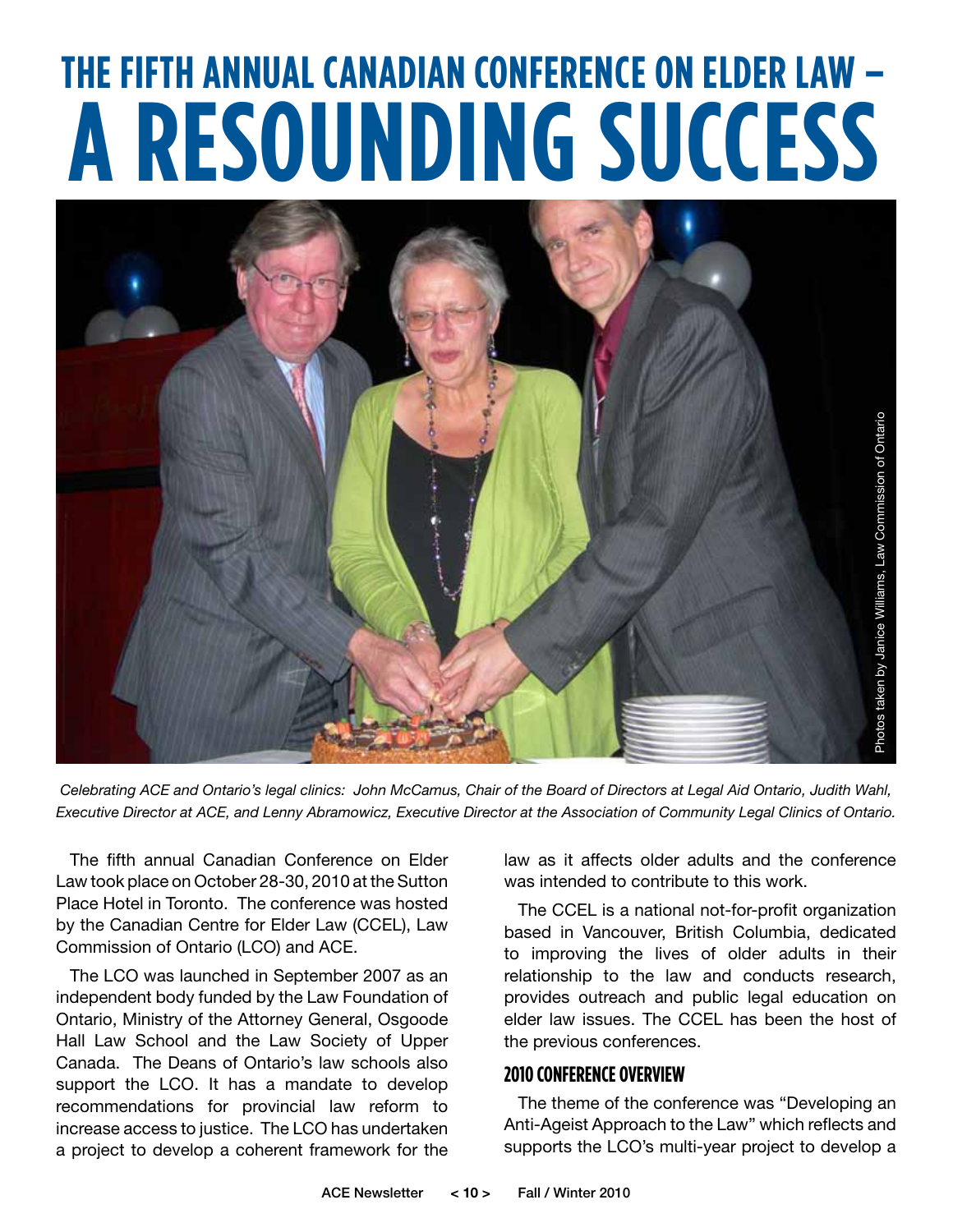# THE FIFTH ANNUAL CANADIAN CONFERENCE ON ELDER LAW – A RESOUNDING SUCCESS

Photos taken by Janice Williams, Law Commission of Ontario

*Celebrating ACE and Ontario's legal clinics: John McCamus, Chair of the Board of Directors at Legal Aid Ontario, Judith Wahl, Executive Director at ACE, and Lenny Abramowicz, Executive Director at the Association of Community Legal Clinics of Ontario.*

The fifth annual Canadian Conference on Elder Law took place on October 28-30, 2010 at the Sutton Place Hotel in Toronto. The conference was hosted by the Canadian Centre for Elder Law (CCEL), Law Commission of Ontario (LCO) and ACE.

The LCO was launched in September 2007 as an independent body funded by the Law Foundation of Ontario, Ministry of the Attorney General, Osgoode Hall Law School and the Law Society of Upper Canada. The Deans of Ontario's law schools also support the LCO. It has a mandate to develop recommendations for provincial law reform to increase access to justice. The LCO has undertaken a project to develop a coherent framework for the law as it affects older adults and the conference was intended to contribute to this work.

The CCEL is a national not-for-profit organization based in Vancouver, British Columbia, dedicated to improving the lives of older adults in their relationship to the law and conducts research, provides outreach and public legal education on elder law issues. The CCEL has been the host of the previous conferences.

## 2010 CONFERENCE OVERVIEW

The theme of the conference was "Developing an Anti-Ageist Approach to the Law" which reflects and supports the LCO's multi-year project to develop a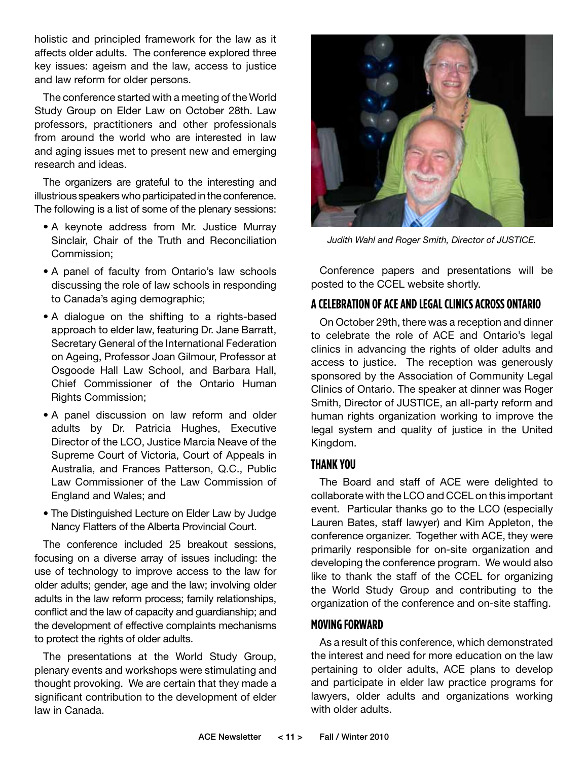holistic and principled framework for the law as it affects older adults. The conference explored three key issues: ageism and the law, access to justice and law reform for older persons.

The conference started with a meeting of the World Study Group on Elder Law on October 28th. Law professors, practitioners and other professionals from around the world who are interested in law and aging issues met to present new and emerging research and ideas.

The organizers are grateful to the interesting and illustrious speakers who participated in the conference. The following is a list of some of the plenary sessions:

- A keynote address from Mr. Justice Murray Sinclair, Chair of the Truth and Reconciliation Commission;
- A panel of faculty from Ontario's law schools discussing the role of law schools in responding to Canada's aging demographic;
- A dialogue on the shifting to a rights-based approach to elder law, featuring Dr. Jane Barratt, Secretary General of the International Federation on Ageing, Professor Joan Gilmour, Professor at Osgoode Hall Law School, and Barbara Hall, Chief Commissioner of the Ontario Human Rights Commission;
- A panel discussion on law reform and older adults by Dr. Patricia Hughes, Executive Director of the LCO, Justice Marcia Neave of the Supreme Court of Victoria, Court of Appeals in Australia, and Frances Patterson, Q.C., Public Law Commissioner of the Law Commission of England and Wales; and
- The Distinguished Lecture on Elder Law by Judge Nancy Flatters of the Alberta Provincial Court.

The conference included 25 breakout sessions, focusing on a diverse array of issues including: the use of technology to improve access to the law for older adults; gender, age and the law; involving older adults in the law reform process; family relationships, conflict and the law of capacity and guardianship; and the development of effective complaints mechanisms to protect the rights of older adults.

The presentations at the World Study Group, plenary events and workshops were stimulating and thought provoking. We are certain that they made a significant contribution to the development of elder law in Canada.

*Judith Wahl and Roger Smith, Director of JUSTICE.*

Conference papers and presentations will be posted to the CCEL website shortly.

## A CELEBRATION OF ACE AND LEGAL CLINICS ACROSS ONTARIO

On October 29th, there was a reception and dinner to celebrate the role of ACE and Ontario's legal clinics in advancing the rights of older adults and access to justice. The reception was generously sponsored by the Association of Community Legal Clinics of Ontario. The speaker at dinner was Roger Smith, Director of JUSTICE, an all-party reform and human rights organization working to improve the legal system and quality of justice in the United Kingdom.

## THANK YOU

The Board and staff of ACE were delighted to collaborate with the LCO and CCEL on this important event. Particular thanks go to the LCO (especially Lauren Bates, staff lawyer) and Kim Appleton, the conference organizer. Together with ACE, they were primarily responsible for on-site organization and developing the conference program. We would also like to thank the staff of the CCEL for organizing the World Study Group and contributing to the organization of the conference and on-site staffing.

## MOVING FORWARD

As a result of this conference, which demonstrated the interest and need for more education on the law pertaining to older adults, ACE plans to develop and participate in elder law practice programs for lawyers, older adults and organizations working with older adults.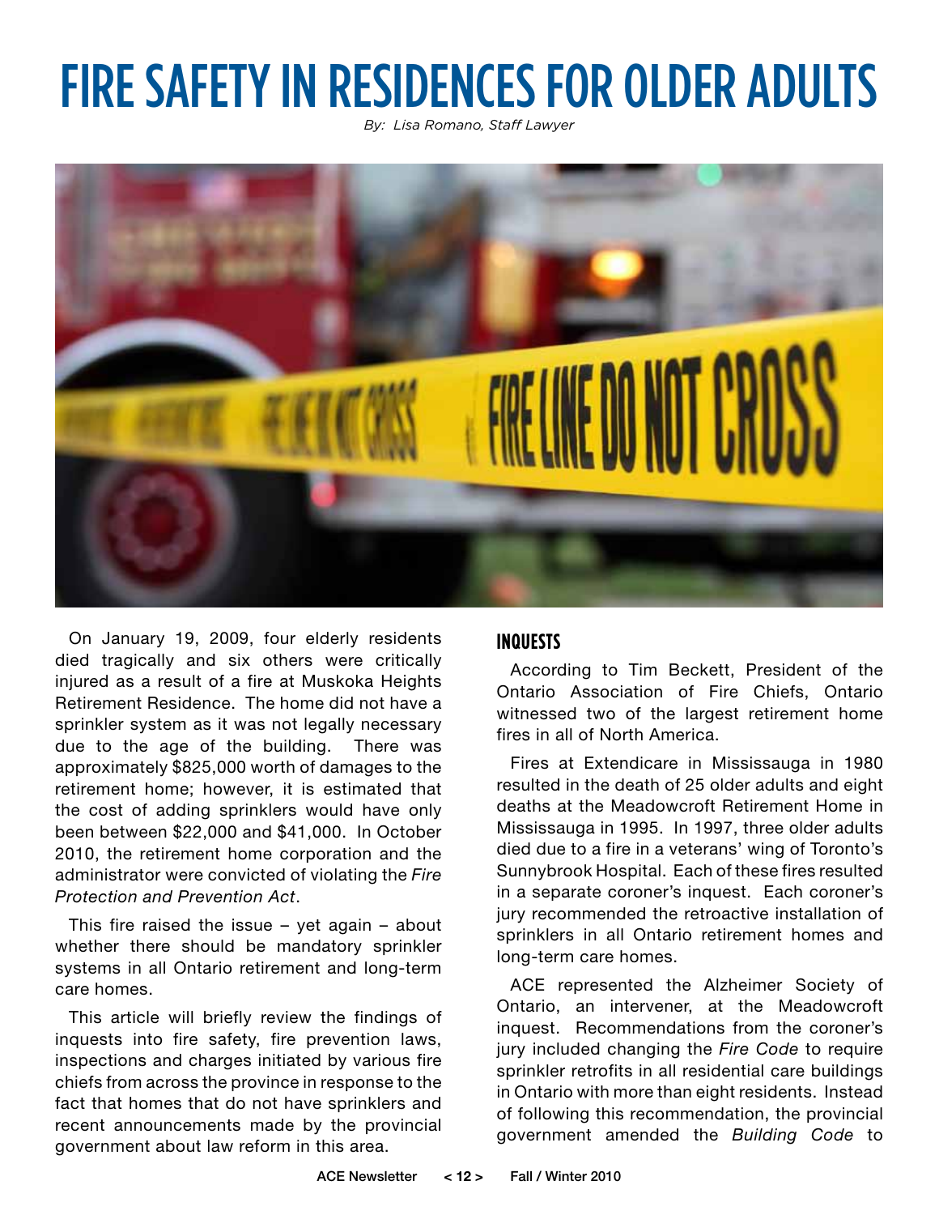# FIRE SAFETY IN RESIDENCES FOR OLDER ADULTS

*By: Lisa Romano, Staff Lawyer*

On January 19, 2009, four elderly residents died tragically and six others were critically injured as a result of a fire at Muskoka Heights Retirement Residence. The home did not have a sprinkler system as it was not legally necessary due to the age of the building. There was approximately $825,000 worth of damages to the retirement home; however, it is estimated that the cost of adding sprinklers would have only been between $22,000 and $41,000. In October 2010, the retirement home corporation and the administrator were convicted of violating the *Fire Protection and Prevention Act*.

This fire raised the issue – yet again – about whether there should be mandatory sprinkler systems in all Ontario retirement and long-term care homes.

This article will briefly review the findings of inquests into fire safety, fire prevention laws, inspections and charges initiated by various fire chiefs from across the province in response to the fact that homes that do not have sprinklers and recent announcements made by the provincial government about law reform in this area.

## INQUESTS

According to Tim Beckett, President of the Ontario Association of Fire Chiefs, Ontario witnessed two of the largest retirement home fires in all of North America.

Fires at Extendicare in Mississauga in 1980 resulted in the death of 25 older adults and eight deaths at the Meadowcroft Retirement Home in Mississauga in 1995. In 1997, three older adults died due to a fire in a veterans' wing of Toronto's Sunnybrook Hospital. Each of these fires resulted in a separate coroner's inquest. Each coroner's jury recommended the retroactive installation of sprinklers in all Ontario retirement homes and long-term care homes.

ACE represented the Alzheimer Society of Ontario, an intervener, at the Meadowcroft inquest. Recommendations from the coroner's jury included changing the *Fire Code* to require sprinkler retrofits in all residential care buildings in Ontario with more than eight residents. Instead of following this recommendation, the provincial government amended the *Building Code* to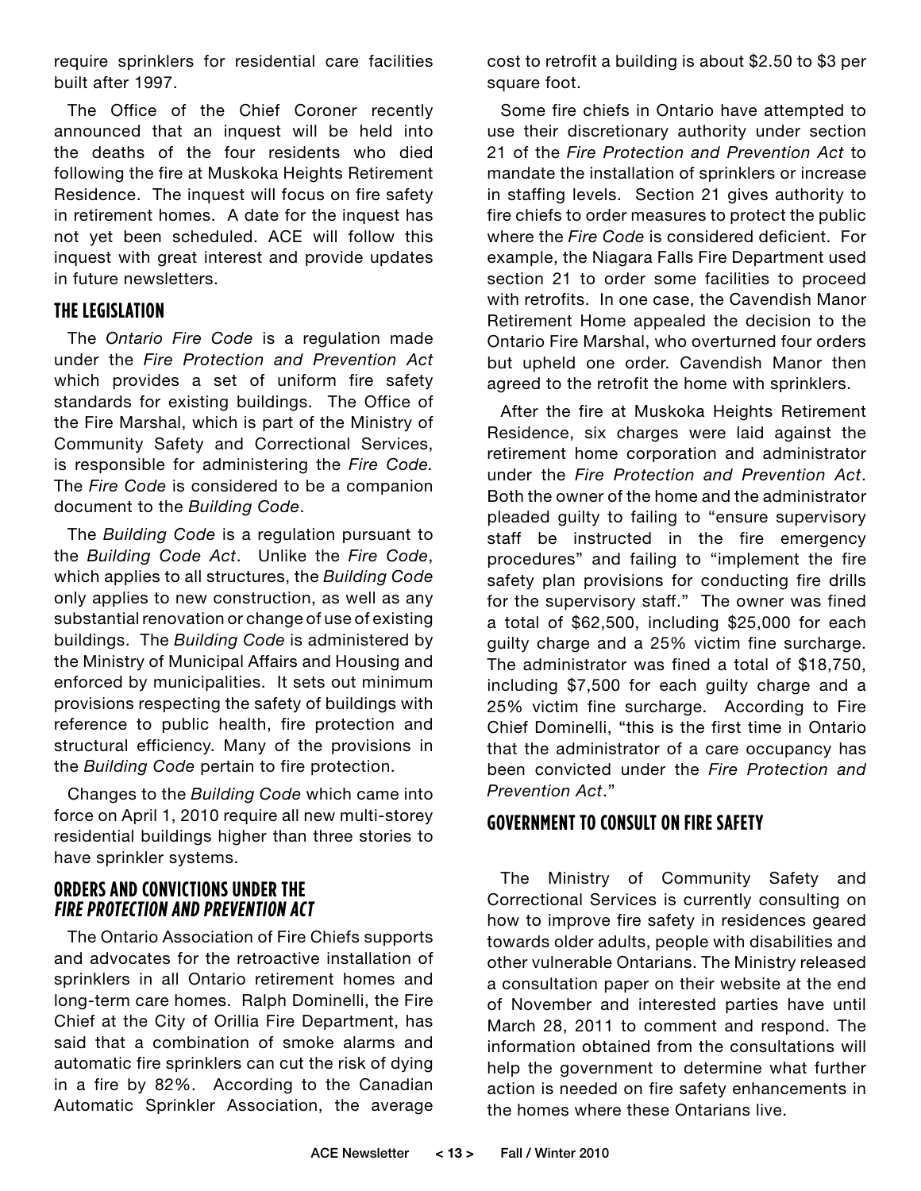require sprinklers for residential care facilities built after 1997.

The Office of the Chief Coroner recently announced that an inquest will be held into the deaths of the four residents who died following the fire at Muskoka Heights Retirement Residence. The inquest will focus on fire safety in retirement homes. A date for the inquest has not yet been scheduled. ACE will follow this inquest with great interest and provide updates in future newsletters.

## THE LEGISLATION

The *Ontario Fire Code* is a regulation made under the *Fire Protection and Prevention Act* which provides a set of uniform fire safety standards for existing buildings. The Office of the Fire Marshal, which is part of the Ministry of Community Safety and Correctional Services, is responsible for administering the *Fire Code.* The *Fire Code* is considered to be a companion document to the *Building Code*.

The *Building Code* is a regulation pursuant to the *Building Code Act*. Unlike the *Fire Code*, which applies to all structures, the *Building Code* only applies to new construction, as well as any substantial renovation or change of use of existing buildings. The *Building Code* is administered by the Ministry of Municipal Affairs and Housing and enforced by municipalities. It sets out minimum provisions respecting the safety of buildings with reference to public health, fire protection and structural efficiency. Many of the provisions in the *Building Code* pertain to fire protection.

Changes to the *Building Code* which came into force on April 1, 2010 require all new multi-storey residential buildings higher than three stories to have sprinkler systems.

## ORDERS AND CONVICTIONS UNDER THE *FIRE PROTECTION AND PREVENTION ACT*

The Ontario Association of Fire Chiefs supports and advocates for the retroactive installation of sprinklers in all Ontario retirement homes and long-term care homes. Ralph Dominelli, the Fire Chief at the City of Orillia Fire Department, has said that a combination of smoke alarms and automatic fire sprinklers can cut the risk of dying in a fire by 82%. According to the Canadian Automatic Sprinkler Association, the average cost to retrofit a building is about \$2.50 to \$3 per square foot.

Some fire chiefs in Ontario have attempted to use their discretionary authority under section 21 of the *Fire Protection and Prevention Act* to mandate the installation of sprinklers or increase in staffing levels. Section 21 gives authority to fire chiefs to order measures to protect the public where the *Fire Code* is considered deficient. For example, the Niagara Falls Fire Department used section 21 to order some facilities to proceed with retrofits. In one case, the Cavendish Manor Retirement Home appealed the decision to the Ontario Fire Marshal, who overturned four orders but upheld one order. Cavendish Manor then agreed to the retrofit the home with sprinklers.

After the fire at Muskoka Heights Retirement Residence, six charges were laid against the retirement home corporation and administrator under the *Fire Protection and Prevention Act*. Both the owner of the home and the administrator pleaded guilty to failing to "ensure supervisory staff be instructed in the fire emergency procedures" and failing to "implement the fire safety plan provisions for conducting fire drills for the supervisory staff." The owner was fined a total of \$62,500, including \$25,000 for each guilty charge and a 25% victim fine surcharge. The administrator was fined a total of \$18,750, including \$7,500 for each guilty charge and a 25% victim fine surcharge. According to Fire Chief Dominelli, "this is the first time in Ontario that the administrator of a care occupancy has been convicted under the *Fire Protection and Prevention Act*."

## GOVERNMENT TO CONSULT ON FIRE SAFETY

The Ministry of Community Safety and Correctional Services is currently consulting on how to improve fire safety in residences geared towards older adults, people with disabilities and other vulnerable Ontarians. The Ministry released a consultation paper on their website at the end of November and interested parties have until March 28, 2011 to comment and respond. The information obtained from the consultations will help the government to determine what further action is needed on fire safety enhancements in the homes where these Ontarians live.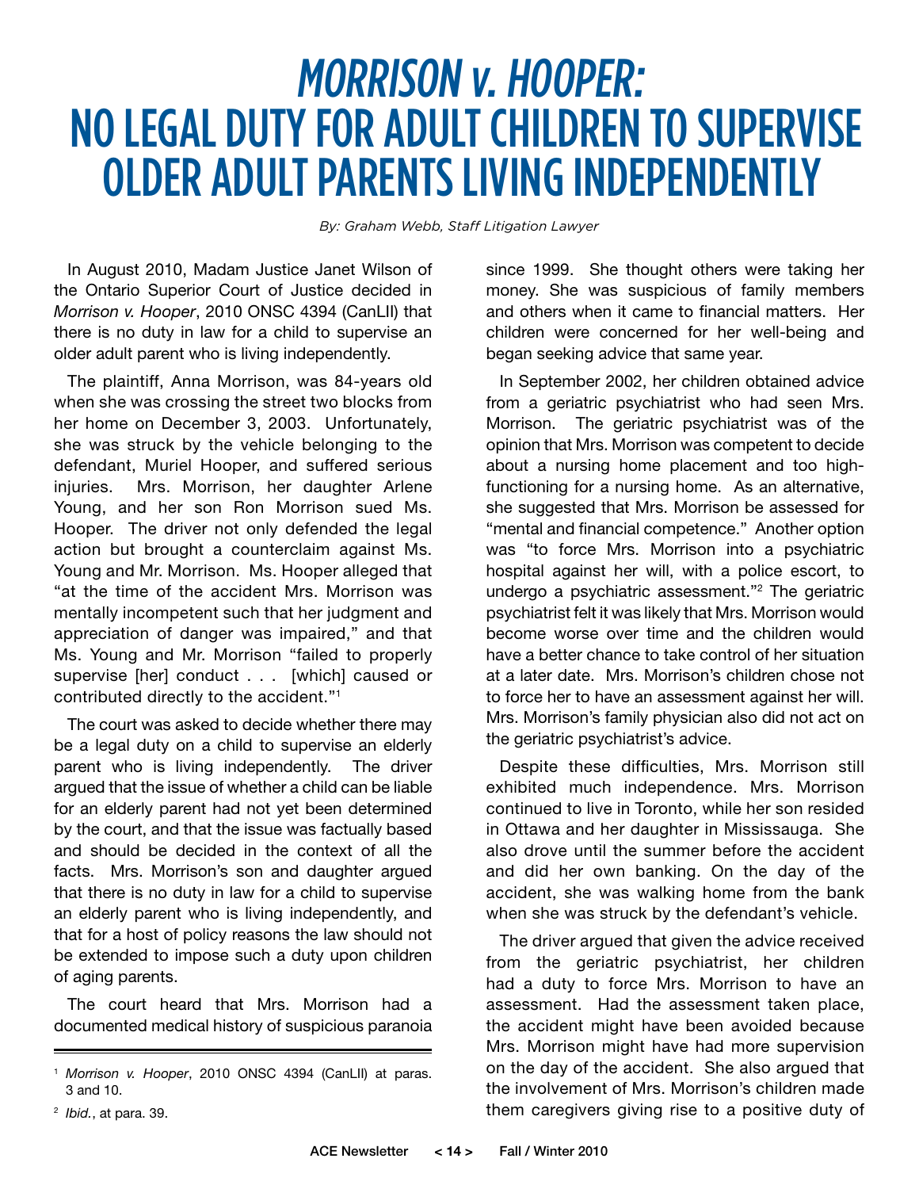# *MORRISON v. HOOPER:* NO LEGAL DUTY FOR ADULT CHILDREN TO SUPERVISE OLDER ADULT PARENTS LIVING INDEPENDENTLY

*By: Graham Webb, Staff Litigation Lawyer*

In August 2010, Madam Justice Janet Wilson of the Ontario Superior Court of Justice decided in *Morrison v. Hooper*, 2010 ONSC 4394 (CanLII) that there is no duty in law for a child to supervise an older adult parent who is living independently.

The plaintiff, Anna Morrison, was 84-years old when she was crossing the street two blocks from her home on December 3, 2003. Unfortunately, she was struck by the vehicle belonging to the defendant, Muriel Hooper, and suffered serious injuries. Mrs. Morrison, her daughter Arlene Young, and her son Ron Morrison sued Ms. Hooper. The driver not only defended the legal action but brought a counterclaim against Ms. Young and Mr. Morrison. Ms. Hooper alleged that "at the time of the accident Mrs. Morrison was mentally incompetent such that her judgment and appreciation of danger was impaired," and that Ms. Young and Mr. Morrison "failed to properly supervise [her] conduct . . . [which] caused or contributed directly to the accident."[1]

The court was asked to decide whether there may be a legal duty on a child to supervise an elderly parent who is living independently. The driver argued that the issue of whether a child can be liable for an elderly parent had not yet been determined by the court, and that the issue was factually based and should be decided in the context of all the facts. Mrs. Morrison's son and daughter argued that there is no duty in law for a child to supervise an elderly parent who is living independently, and that for a host of policy reasons the law should not be extended to impose such a duty upon children of aging parents.

The court heard that Mrs. Morrison had a documented medical history of suspicious paranoia since 1999. She thought others were taking her money. She was suspicious of family members and others when it came to financial matters. Her children were concerned for her well-being and began seeking advice that same year.

In September 2002, her children obtained advice from a geriatric psychiatrist who had seen Mrs. Morrison. The geriatric psychiatrist was of the opinion that Mrs. Morrison was competent to decide about a nursing home placement and too high-functioning for a nursing home. As an alternative, she suggested that Mrs. Morrison be assessed for "mental and financial competence." Another option was "to force Mrs. Morrison into a psychiatric hospital against her will, with a police escort, to undergo a psychiatric assessment."[2] The geriatric psychiatrist felt it was likely that Mrs. Morrison would become worse over time and the children would have a better chance to take control of her situation at a later date. Mrs. Morrison's children chose not to force her to have an assessment against her will. Mrs. Morrison's family physician also did not act on the geriatric psychiatrist's advice.

Despite these difficulties, Mrs. Morrison still exhibited much independence. Mrs. Morrison continued to live in Toronto, while her son resided in Ottawa and her daughter in Mississauga. She also drove until the summer before the accident and did her own banking. On the day of the accident, she was walking home from the bank when she was struck by the defendant's vehicle.

The driver argued that given the advice received from the geriatric psychiatrist, her children had a duty to force Mrs. Morrison to have an assessment. Had the assessment taken place, the accident might have been avoided because Mrs. Morrison might have had more supervision on the day of the accident. She also argued that the involvement of Mrs. Morrison's children made them caregivers giving rise to a positive duty of

---

[1] *Morrison v. Hooper*, 2010 ONSC 4394 (CanLII) at paras. 3 and 10.

[2] *Ibid.*, at para. 39.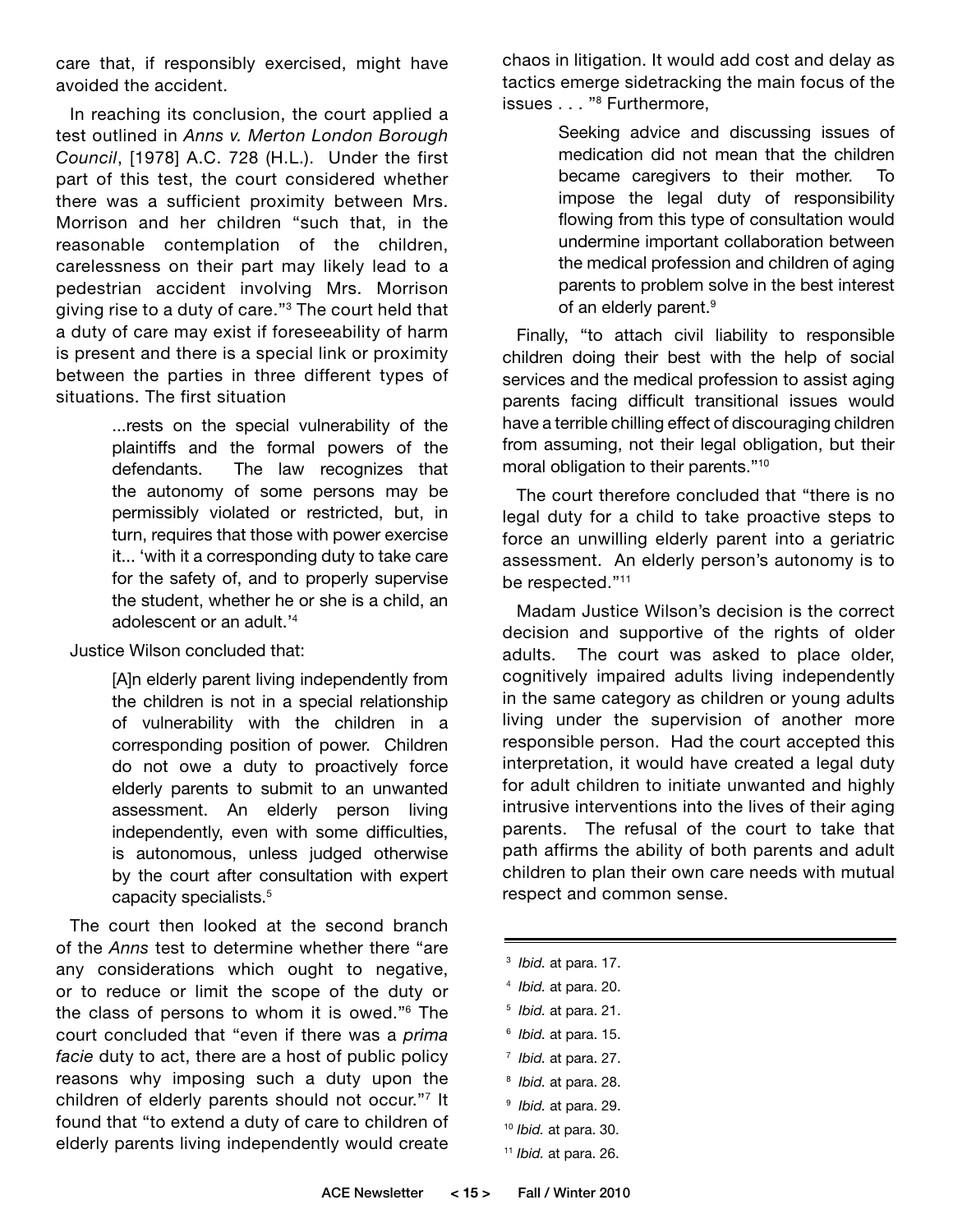care that, if responsibly exercised, might have avoided the accident.

In reaching its conclusion, the court applied a test outlined in *Anns v. Merton London Borough Council*, [1978] A.C. 728 (H.L.). Under the first part of this test, the court considered whether there was a sufficient proximity between Mrs. Morrison and her children "such that, in the reasonable contemplation of the children, carelessness on their part may likely lead to a pedestrian accident involving Mrs. Morrison giving rise to a duty of care."[3] The court held that a duty of care may exist if foreseeability of harm is present and there is a special link or proximity between the parties in three different types of situations. The first situation

> ...rests on the special vulnerability of the plaintiffs and the formal powers of the defendants. The law recognizes that the autonomy of some persons may be permissibly violated or restricted, but, in turn, requires that those with power exercise it... 'with it a corresponding duty to take care for the safety of, and to properly supervise the student, whether he or she is a child, an adolescent or an adult.'[4]

Justice Wilson concluded that:

> [A]n elderly parent living independently from the children is not in a special relationship of vulnerability with the children in a corresponding position of power. Children do not owe a duty to proactively force elderly parents to submit to an unwanted assessment. An elderly person living independently, even with some difficulties, is autonomous, unless judged otherwise by the court after consultation with expert capacity specialists.[5]

The court then looked at the second branch of the *Anns* test to determine whether there "are any considerations which ought to negative, or to reduce or limit the scope of the duty or the class of persons to whom it is owed."[6] The court concluded that "even if there was a *prima facie* duty to act, there are a host of public policy reasons why imposing such a duty upon the children of elderly parents should not occur."[7] It found that "to extend a duty of care to children of elderly parents living independently would create chaos in litigation. It would add cost and delay as tactics emerge sidetracking the main focus of the issues . . . "[8] Furthermore,

> Seeking advice and discussing issues of medication did not mean that the children became caregivers to their mother. To impose the legal duty of responsibility flowing from this type of consultation would undermine important collaboration between the medical profession and children of aging parents to problem solve in the best interest of an elderly parent.[9]

Finally, "to attach civil liability to responsible children doing their best with the help of social services and the medical profession to assist aging parents facing difficult transitional issues would have a terrible chilling effect of discouraging children from assuming, not their legal obligation, but their moral obligation to their parents."[10]

The court therefore concluded that "there is no legal duty for a child to take proactive steps to force an unwilling elderly parent into a geriatric assessment. An elderly person's autonomy is to be respected."[11]

Madam Justice Wilson's decision is the correct decision and supportive of the rights of older adults. The court was asked to place older, cognitively impaired adults living independently in the same category as children or young adults living under the supervision of another more responsible person. Had the court accepted this interpretation, it would have created a legal duty for adult children to initiate unwanted and highly intrusive interventions into the lives of their aging parents. The refusal of the court to take that path affirms the ability of both parents and adult children to plan their own care needs with mutual respect and common sense.

---

[3] *Ibid.* at para. 17.

[4] *Ibid.* at para. 20.

[5] *Ibid.* at para. 21.

[6] *Ibid.* at para. 15.

[7] *Ibid.* at para. 27.

[8] *Ibid.* at para. 28.

[9] *Ibid.* at para. 29.

[10] *Ibid.* at para. 30.

[11] *Ibid.* at para. 26.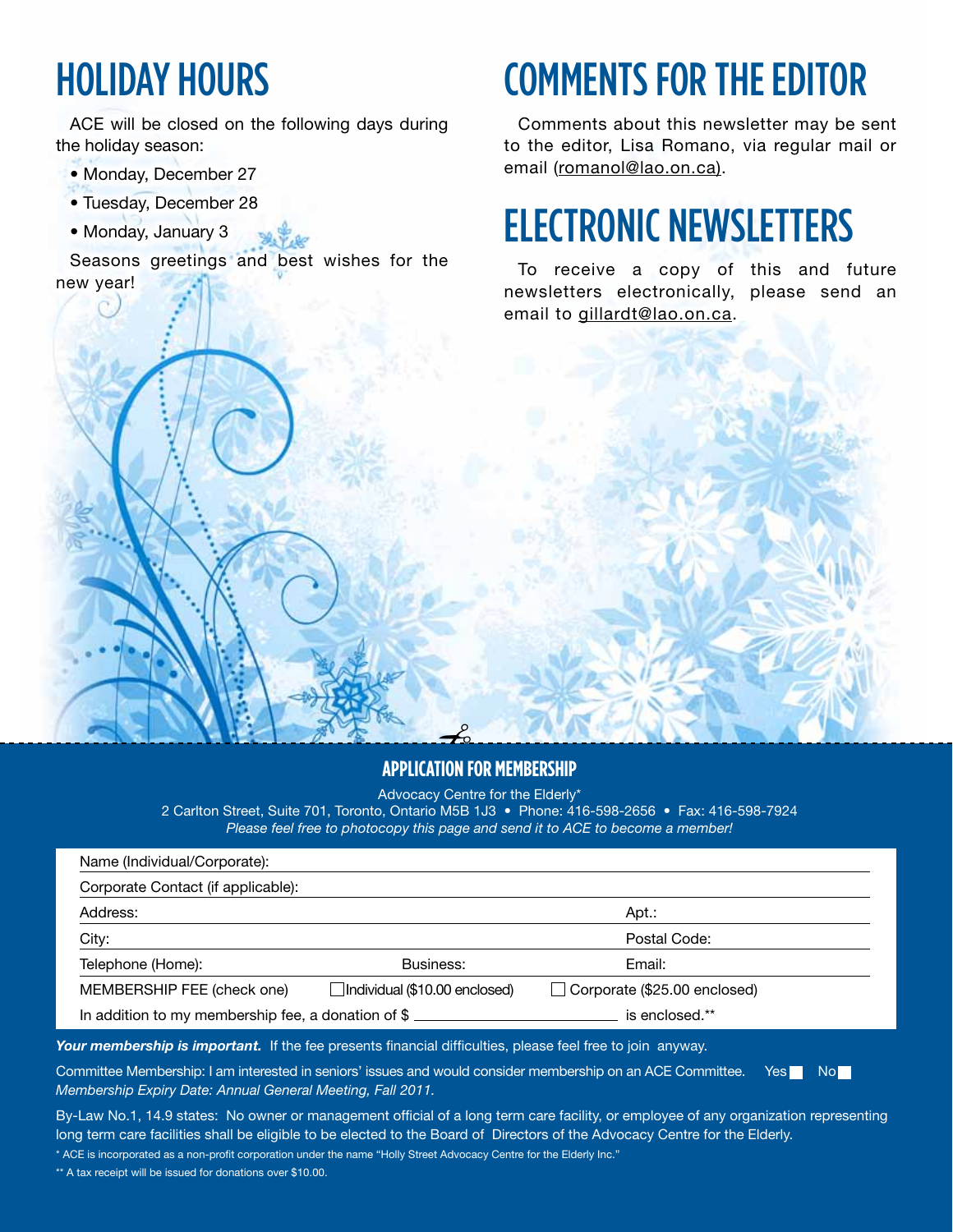# HOLIDAY HOURS

ACE will be closed on the following days during the holiday season:

- Monday, December 27
- Tuesday, December 28
- Monday, January 3

Seasons greetings and best wishes for the new year!

# COMMENTS FOR THE EDITOR

Comments about this newsletter may be sent to the editor, Lisa Romano, via regular mail or email (romanol@lao.on.ca).

# ELECTRONIC NEWSLETTERS

To receive a copy of this and future newsletters electronically, please send an email to gillardt@lao.on.ca.

## APPLICATION FOR MEMBERSHIP

Advocacy Centre for the Elderly*
2 Carlton Street, Suite 701, Toronto, Ontario M5B 1J3 • Phone: 416-598-2656 • Fax: 416-598-7924
*Please feel free to photocopy this page and send it to ACE to become a member!*

Name (Individual/Corporate):

Corporate Contact (if applicable):

Address: Apt.:

City: Postal Code:

Telephone (Home): Business: Email:

MEMBERSHIP FEE (check one) ☐ Individual ($10.00 enclosed) ☐ Corporate ($25.00 enclosed)

In addition to my membership fee, a donation of $ ______________ is enclosed.**

***Your membership is important.*** If the fee presents financial difficulties, please feel free to join anyway.

Committee Membership: I am interested in seniors' issues and would consider membership on an ACE Committee. Yes ☐ No ☐
*Membership Expiry Date: Annual General Meeting, Fall 2011.*

By-Law No.1, 14.9 states: No owner or management official of a long term care facility, or employee of any organization representing long term care facilities shall be eligible to be elected to the Board of Directors of the Advocacy Centre for the Elderly.

* ACE is incorporated as a non-profit corporation under the name "Holly Street Advocacy Centre for the Elderly Inc."

** A tax receipt will be issued for donations over $10.00.